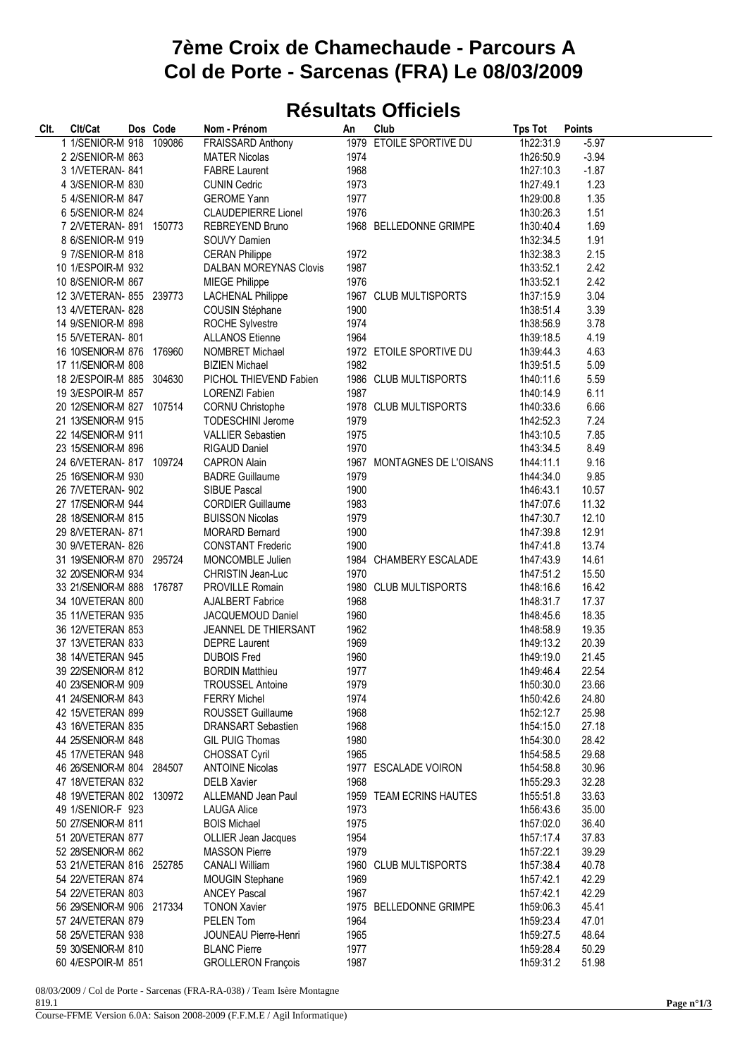# 7ème Croix de Chamechaude - Parcours A
# Col de Porte - Sarcenas (FRA) Le 08/03/2009

## Résultats Officiels

| Clt. | Clt/Cat | Dos | Code | Nom - Prénom | An | Club | Tps Tot | Points |
|---|---|---|---|---|---|---|---|---|
| 1 | 1/SENIOR-M | 918 | 109086 | FRAISSARD Anthony | 1979 | ETOILE SPORTIVE DU | 1h22:31.9 | -5.97 |
| 2 | 2/SENIOR-M | 863 | | MATER Nicolas | 1974 | | 1h26:50.9 | -3.94 |
| 3 | 1/VETERAN- | 841 | | FABRE Laurent | 1968 | | 1h27:10.3 | -1.87 |
| 4 | 3/SENIOR-M | 830 | | CUNIN Cedric | 1973 | | 1h27:49.1 | 1.23 |
| 5 | 4/SENIOR-M | 847 | | GEROME Yann | 1977 | | 1h29:00.8 | 1.35 |
| 6 | 5/SENIOR-M | 824 | | CLAUDEPIERRE Lionel | 1976 | | 1h30:26.3 | 1.51 |
| 7 | 2/VETERAN- | 891 | 150773 | REBREYEND Bruno | 1968 | BELLEDONNE GRIMPE | 1h30:40.4 | 1.69 |
| 8 | 6/SENIOR-M | 919 | | SOUVY Damien | | | 1h32:34.5 | 1.91 |
| 9 | 7/SENIOR-M | 818 | | CERAN Philippe | 1972 | | 1h32:38.3 | 2.15 |
| 10 | 1/ESPOIR-M | 932 | | DALBAN MOREYNAS Clovis | 1987 | | 1h33:52.1 | 2.42 |
| 10 | 8/SENIOR-M | 867 | | MIEGE Philippe | 1976 | | 1h33:52.1 | 2.42 |
| 12 | 3/VETERAN- | 855 | 239773 | LACHENAL Philippe | 1967 | CLUB MULTISPORTS | 1h37:15.9 | 3.04 |
| 13 | 4/VETERAN- | 828 | | COUSIN Stéphane | 1900 | | 1h38:51.4 | 3.39 |
| 14 | 9/SENIOR-M | 898 | | ROCHE Sylvestre | 1974 | | 1h38:56.9 | 3.78 |
| 15 | 5/VETERAN- | 801 | | ALLANOS Etienne | 1964 | | 1h39:18.5 | 4.19 |
| 16 | 10/SENIOR-M | 876 | 176960 | NOMBRET Michael | 1972 | ETOILE SPORTIVE DU | 1h39:44.3 | 4.63 |
| 17 | 11/SENIOR-M | 808 | | BIZIEN Michael | 1982 | | 1h39:51.5 | 5.09 |
| 18 | 2/ESPOIR-M | 885 | 304630 | PICHOL THIEVEND Fabien | 1986 | CLUB MULTISPORTS | 1h40:11.6 | 5.59 |
| 19 | 3/ESPOIR-M | 857 | | LORENZI Fabien | 1987 | | 1h40:14.9 | 6.11 |
| 20 | 12/SENIOR-M | 827 | 107514 | CORNU Christophe | 1978 | CLUB MULTISPORTS | 1h40:33.6 | 6.66 |
| 21 | 13/SENIOR-M | 915 | | TODESCHINI Jerome | 1979 | | 1h42:52.3 | 7.24 |
| 22 | 14/SENIOR-M | 911 | | VALLIER Sebastien | 1975 | | 1h43:10.5 | 7.85 |
| 23 | 15/SENIOR-M | 896 | | RIGAUD Daniel | 1970 | | 1h43:34.5 | 8.49 |
| 24 | 6/VETERAN- | 817 | 109724 | CAPRON Alain | 1967 | MONTAGNES DE L'OISANS | 1h44:11.1 | 9.16 |
| 25 | 16/SENIOR-M | 930 | | BADRE Guillaume | 1979 | | 1h44:34.0 | 9.85 |
| 26 | 7/VETERAN- | 902 | | SIBUE Pascal | 1900 | | 1h46:43.1 | 10.57 |
| 27 | 17/SENIOR-M | 944 | | CORDIER Guillaume | 1983 | | 1h47:07.6 | 11.32 |
| 28 | 18/SENIOR-M | 815 | | BUISSON Nicolas | 1979 | | 1h47:30.7 | 12.10 |
| 29 | 8/VETERAN- | 871 | | MORARD Bernard | 1900 | | 1h47:39.8 | 12.91 |
| 30 | 9/VETERAN- | 826 | | CONSTANT Frederic | 1900 | | 1h47:41.8 | 13.74 |
| 31 | 19/SENIOR-M | 870 | 295724 | MONCOMBLE Julien | 1984 | CHAMBERY ESCALADE | 1h47:43.9 | 14.61 |
| 32 | 20/SENIOR-M | 934 | | CHRISTIN Jean-Luc | 1970 | | 1h47:51.2 | 15.50 |
| 33 | 21/SENIOR-M | 888 | 176787 | PROVILLE Romain | 1980 | CLUB MULTISPORTS | 1h48:16.6 | 16.42 |
| 34 | 10/VETERAN | 800 | | AJALBERT Fabrice | 1968 | | 1h48:31.7 | 17.37 |
| 35 | 11/VETERAN | 935 | | JACQUEMOUD Daniel | 1960 | | 1h48:45.6 | 18.35 |
| 36 | 12/VETERAN | 853 | | JEANNEL DE THIERSANT | 1962 | | 1h48:58.9 | 19.35 |
| 37 | 13/VETERAN | 833 | | DEPRE Laurent | 1969 | | 1h49:13.2 | 20.39 |
| 38 | 14/VETERAN | 945 | | DUBOIS Fred | 1960 | | 1h49:19.0 | 21.45 |
| 39 | 22/SENIOR-M | 812 | | BORDIN Matthieu | 1977 | | 1h49:46.4 | 22.54 |
| 40 | 23/SENIOR-M | 909 | | TROUSSEL Antoine | 1979 | | 1h50:30.0 | 23.66 |
| 41 | 24/SENIOR-M | 843 | | FERRY Michel | 1974 | | 1h50:42.6 | 24.80 |
| 42 | 15/VETERAN | 899 | | ROUSSET Guillaume | 1968 | | 1h52:12.7 | 25.98 |
| 43 | 16/VETERAN | 835 | | DRANSART Sebastien | 1968 | | 1h54:15.0 | 27.18 |
| 44 | 25/SENIOR-M | 848 | | GIL PUIG Thomas | 1980 | | 1h54:30.0 | 28.42 |
| 45 | 17/VETERAN | 948 | | CHOSSAT Cyril | 1965 | | 1h54:58.5 | 29.68 |
| 46 | 26/SENIOR-M | 804 | 284507 | ANTOINE Nicolas | 1977 | ESCALADE VOIRON | 1h54:58.8 | 30.96 |
| 47 | 18/VETERAN | 832 | | DELB Xavier | 1968 | | 1h55:29.3 | 32.28 |
| 48 | 19/VETERAN | 802 | 130972 | ALLEMAND Jean Paul | 1959 | TEAM ECRINS HAUTES | 1h55:51.8 | 33.63 |
| 49 | 1/SENIOR-F | 923 | | LAUGA Alice | 1973 | | 1h56:43.6 | 35.00 |
| 50 | 27/SENIOR-M | 811 | | BOIS Michael | 1975 | | 1h57:02.0 | 36.40 |
| 51 | 20/VETERAN | 877 | | OLLIER Jean Jacques | 1954 | | 1h57:17.4 | 37.83 |
| 52 | 28/SENIOR-M | 862 | | MASSON Pierre | 1979 | | 1h57:22.1 | 39.29 |
| 53 | 21/VETERAN | 816 | 252785 | CANALI William | 1960 | CLUB MULTISPORTS | 1h57:38.4 | 40.78 |
| 54 | 22/VETERAN | 874 | | MOUGIN Stephane | 1969 | | 1h57:42.1 | 42.29 |
| 54 | 22/VETERAN | 803 | | ANCEY Pascal | 1967 | | 1h57:42.1 | 42.29 |
| 56 | 29/SENIOR-M | 906 | 217334 | TONON Xavier | 1975 | BELLEDONNE GRIMPE | 1h59:06.3 | 45.41 |
| 57 | 24/VETERAN | 879 | | PELEN Tom | 1964 | | 1h59:23.4 | 47.01 |
| 58 | 25/VETERAN | 938 | | JOUNEAU Pierre-Henri | 1965 | | 1h59:27.5 | 48.64 |
| 59 | 30/SENIOR-M | 810 | | BLANC Pierre | 1977 | | 1h59:28.4 | 50.29 |
| 60 | 4/ESPOIR-M | 851 | | GROLLERON François | 1987 | | 1h59:31.2 | 51.98 |

08/03/2009 / Col de Porte - Sarcenas (FRA-RA-038) / Team Isère Montagne
819.1

Course-FFME Version 6.0A: Saison 2008-2009 (F.F.M.E / Agil Informatique)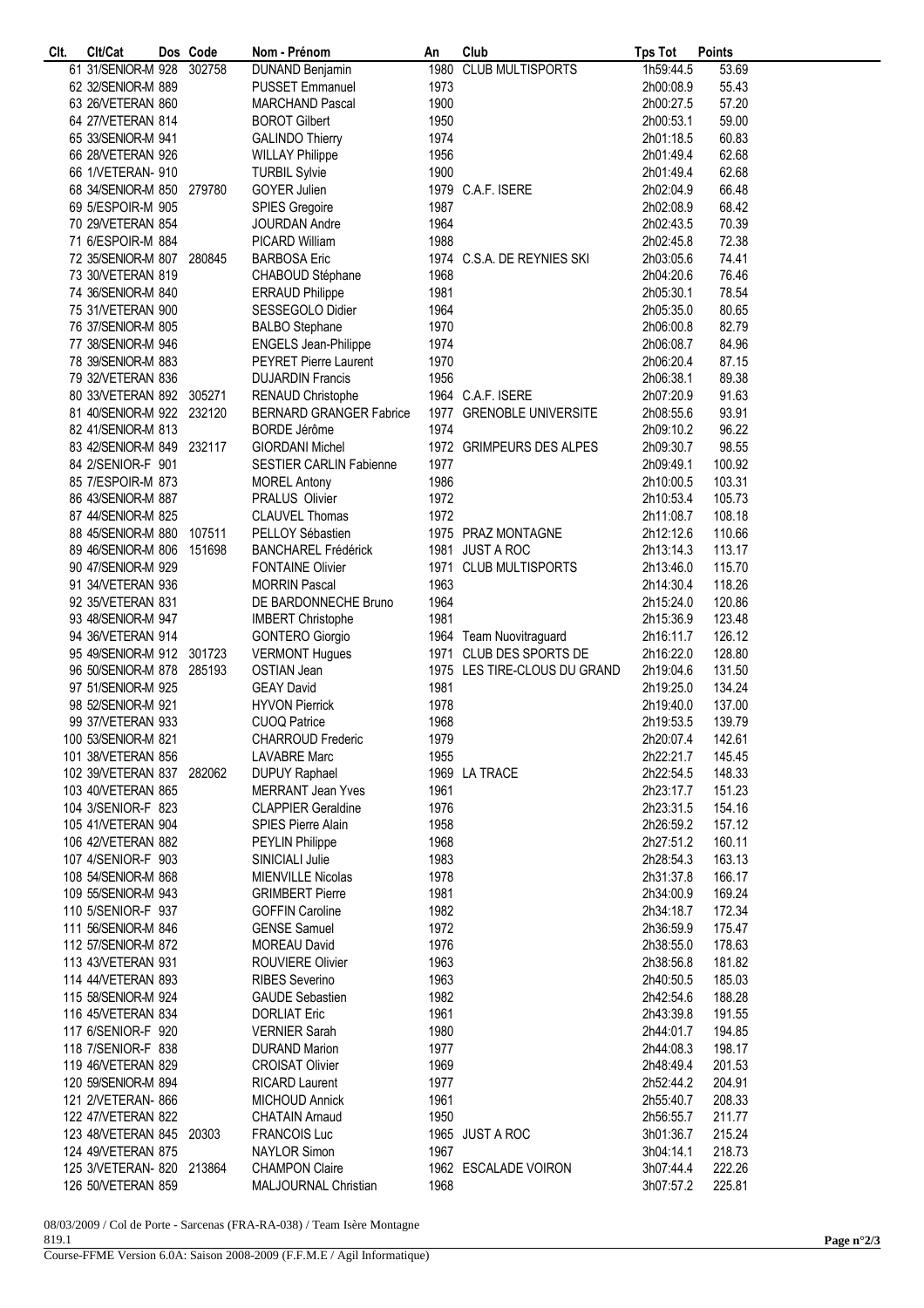| Clt. | Clt/Cat | Dos | Code | Nom - Prénom | An | Club | Tps Tot | Points |
|---|---|---|---|---|---|---|---|---|
| 61 | 31/SENIOR-M | 928 | 302758 | DUNAND Benjamin | 1980 | CLUB MULTISPORTS | 1h59:44.5 | 53.69 |
| 62 | 32/SENIOR-M | 889 | | PUSSET Emmanuel | 1973 | | 2h00:08.9 | 55.43 |
| 63 | 26/VETERAN | 860 | | MARCHAND Pascal | 1900 | | 2h00:27.5 | 57.20 |
| 64 | 27/VETERAN | 814 | | BOROT Gilbert | 1950 | | 2h00:53.1 | 59.00 |
| 65 | 33/SENIOR-M | 941 | | GALINDO Thierry | 1974 | | 2h01:18.5 | 60.83 |
| 66 | 28/VETERAN | 926 | | WILLAY Philippe | 1956 | | 2h01:49.4 | 62.68 |
| 66 | 1/VETERAN- | 910 | | TURBIL Sylvie | 1900 | | 2h01:49.4 | 62.68 |
| 68 | 34/SENIOR-M | 850 | 279780 | GOYER Julien | 1979 | C.A.F. ISERE | 2h02:04.9 | 66.48 |
| 69 | 5/ESPOIR-M | 905 | | SPIES Gregoire | 1987 | | 2h02:08.9 | 68.42 |
| 70 | 29/VETERAN | 854 | | JOURDAN Andre | 1964 | | 2h02:43.5 | 70.39 |
| 71 | 6/ESPOIR-M | 884 | | PICARD William | 1988 | | 2h02:45.8 | 72.38 |
| 72 | 35/SENIOR-M | 807 | 280845 | BARBOSA Eric | 1974 | C.S.A. DE REYNIES SKI | 2h03:05.6 | 74.41 |
| 73 | 30/VETERAN | 819 | | CHABOUD Stéphane | 1968 | | 2h04:20.6 | 76.46 |
| 74 | 36/SENIOR-M | 840 | | ERRAUD Philippe | 1981 | | 2h05:30.1 | 78.54 |
| 75 | 31/VETERAN | 900 | | SESSEGOLO Didier | 1964 | | 2h05:35.0 | 80.65 |
| 76 | 37/SENIOR-M | 805 | | BALBO Stephane | 1970 | | 2h06:00.8 | 82.79 |
| 77 | 38/SENIOR-M | 946 | | ENGELS Jean-Philippe | 1974 | | 2h06:08.7 | 84.96 |
| 78 | 39/SENIOR-M | 883 | | PEYRET Pierre Laurent | 1970 | | 2h06:20.4 | 87.15 |
| 79 | 32/VETERAN | 836 | | DUJARDIN Francis | 1956 | | 2h06:38.1 | 89.38 |
| 80 | 33/VETERAN | 892 | 305271 | RENAUD Christophe | 1964 | C.A.F. ISERE | 2h07:20.9 | 91.63 |
| 81 | 40/SENIOR-M | 922 | 232120 | BERNARD GRANGER Fabrice | 1977 | GRENOBLE UNIVERSITE | 2h08:55.6 | 93.91 |
| 82 | 41/SENIOR-M | 813 | | BORDE Jérôme | 1974 | | 2h09:10.2 | 96.22 |
| 83 | 42/SENIOR-M | 849 | 232117 | GIORDANI Michel | 1972 | GRIMPEURS DES ALPES | 2h09:30.7 | 98.55 |
| 84 | 2/SENIOR-F | 901 | | SESTIER CARLIN Fabienne | 1977 | | 2h09:49.1 | 100.92 |
| 85 | 7/ESPOIR-M | 873 | | MOREL Antony | 1986 | | 2h10:00.5 | 103.31 |
| 86 | 43/SENIOR-M | 887 | | PRALUS Olivier | 1972 | | 2h10:53.4 | 105.73 |
| 87 | 44/SENIOR-M | 825 | | CLAUVEL Thomas | 1972 | | 2h11:08.7 | 108.18 |
| 88 | 45/SENIOR-M | 880 | 107511 | PELLOY Sébastien | 1975 | PRAZ MONTAGNE | 2h12:12.6 | 110.66 |
| 89 | 46/SENIOR-M | 806 | 151698 | BANCHAREL Frédérick | 1981 | JUST A ROC | 2h13:14.3 | 113.17 |
| 90 | 47/SENIOR-M | 929 | | FONTAINE Olivier | 1971 | CLUB MULTISPORTS | 2h13:46.0 | 115.70 |
| 91 | 34/VETERAN | 936 | | MORRIN Pascal | 1963 | | 2h14:30.4 | 118.26 |
| 92 | 35/VETERAN | 831 | | DE BARDONNECHE Bruno | 1964 | | 2h15:24.0 | 120.86 |
| 93 | 48/SENIOR-M | 947 | | IMBERT Christophe | 1981 | | 2h15:36.9 | 123.48 |
| 94 | 36/VETERAN | 914 | | GONTERO Giorgio | 1964 | Team Nuovitraguard | 2h16:11.7 | 126.12 |
| 95 | 49/SENIOR-M | 912 | 301723 | VERMONT Hugues | 1971 | CLUB DES SPORTS DE | 2h16:22.0 | 128.80 |
| 96 | 50/SENIOR-M | 878 | 285193 | OSTIAN Jean | 1975 | LES TIRE-CLOUS DU GRAND | 2h19:04.6 | 131.50 |
| 97 | 51/SENIOR-M | 925 | | GEAY David | 1981 | | 2h19:25.0 | 134.24 |
| 98 | 52/SENIOR-M | 921 | | HYVON Pierrick | 1978 | | 2h19:40.0 | 137.00 |
| 99 | 37/VETERAN | 933 | | CUOQ Patrice | 1968 | | 2h19:53.5 | 139.79 |
| 100 | 53/SENIOR-M | 821 | | CHARROUD Frederic | 1979 | | 2h20:07.4 | 142.61 |
| 101 | 38/VETERAN | 856 | | LAVABRE Marc | 1955 | | 2h22:21.7 | 145.45 |
| 102 | 39/VETERAN | 837 | 282062 | DUPUY Raphael | 1969 | LA TRACE | 2h22:54.5 | 148.33 |
| 103 | 40/VETERAN | 865 | | MERRANT Jean Yves | 1961 | | 2h23:17.7 | 151.23 |
| 104 | 3/SENIOR-F | 823 | | CLAPPIER Geraldine | 1976 | | 2h23:31.5 | 154.16 |
| 105 | 41/VETERAN | 904 | | SPIES Pierre Alain | 1958 | | 2h26:59.2 | 157.12 |
| 106 | 42/VETERAN | 882 | | PEYLIN Philippe | 1968 | | 2h27:51.2 | 160.11 |
| 107 | 4/SENIOR-F | 903 | | SINICIALI Julie | 1983 | | 2h28:54.3 | 163.13 |
| 108 | 54/SENIOR-M | 868 | | MIENVILLE Nicolas | 1978 | | 2h31:37.8 | 166.17 |
| 109 | 55/SENIOR-M | 943 | | GRIMBERT Pierre | 1981 | | 2h34:00.9 | 169.24 |
| 110 | 5/SENIOR-F | 937 | | GOFFIN Caroline | 1982 | | 2h34:18.7 | 172.34 |
| 111 | 56/SENIOR-M | 846 | | GENSE Samuel | 1972 | | 2h36:59.9 | 175.47 |
| 112 | 57/SENIOR-M | 872 | | MOREAU David | 1976 | | 2h38:55.0 | 178.63 |
| 113 | 43/VETERAN | 931 | | ROUVIERE Olivier | 1963 | | 2h38:56.8 | 181.82 |
| 114 | 44/VETERAN | 893 | | RIBES Severino | 1963 | | 2h40:50.5 | 185.03 |
| 115 | 58/SENIOR-M | 924 | | GAUDE Sebastien | 1982 | | 2h42:54.6 | 188.28 |
| 116 | 45/VETERAN | 834 | | DORLIAT Eric | 1961 | | 2h43:39.8 | 191.55 |
| 117 | 6/SENIOR-F | 920 | | VERNIER Sarah | 1980 | | 2h44:01.7 | 194.85 |
| 118 | 7/SENIOR-F | 838 | | DURAND Marion | 1977 | | 2h44:08.3 | 198.17 |
| 119 | 46/VETERAN | 829 | | CROISAT Olivier | 1969 | | 2h48:49.4 | 201.53 |
| 120 | 59/SENIOR-M | 894 | | RICARD Laurent | 1977 | | 2h52:44.2 | 204.91 |
| 121 | 2/VETERAN- | 866 | | MICHOUD Annick | 1961 | | 2h55:40.7 | 208.33 |
| 122 | 47/VETERAN | 822 | | CHATAIN Arnaud | 1950 | | 2h56:55.7 | 211.77 |
| 123 | 48/VETERAN | 845 | 20303 | FRANCOIS Luc | 1965 | JUST A ROC | 3h01:36.7 | 215.24 |
| 124 | 49/VETERAN | 875 | | NAYLOR Simon | 1967 | | 3h04:14.1 | 218.73 |
| 125 | 3/VETERAN- | 820 | 213864 | CHAMPON Claire | 1962 | ESCALADE VOIRON | 3h07:44.4 | 222.26 |
| 126 | 50/VETERAN | 859 | | MALJOURNAL Christian | 1968 | | 3h07:57.2 | 225.81 |

08/03/2009 / Col de Porte - Sarcenas (FRA-RA-038) / Team Isère Montagne
819.1

Course-FFME Version 6.0A: Saison 2008-2009 (F.F.M.E / Agil Informatique)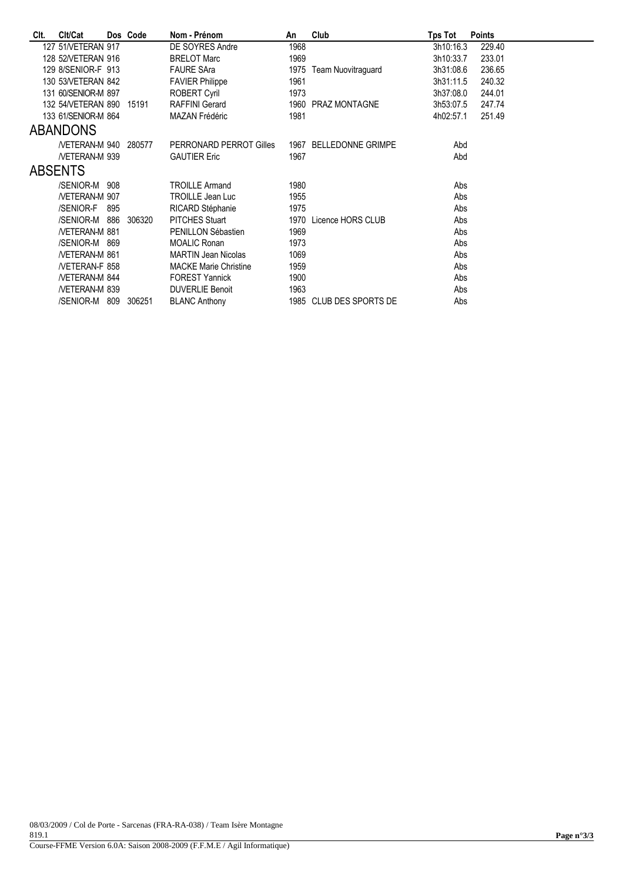| Clt. | Clt/Cat | Dos | Code | Nom - Prénom | An | Club | Tps Tot | Points |
|---|---|---|---|---|---|---|---|---|
| 127 | 51/VETERAN | 917 | | DE SOYRES Andre | 1968 | | 3h10:16.3 | 229.40 |
| 128 | 52/VETERAN | 916 | | BRELOT Marc | 1969 | | 3h10:33.7 | 233.01 |
| 129 | 8/SENIOR-F | 913 | | FAURE SAra | 1975 | Team Nuovitraguard | 3h31:08.6 | 236.65 |
| 130 | 53/VETERAN | 842 | | FAVIER Philippe | 1961 | | 3h31:11.5 | 240.32 |
| 131 | 60/SENIOR-M | 897 | | ROBERT Cyril | 1973 | | 3h37:08.0 | 244.01 |
| 132 | 54/VETERAN | 890 | 15191 | RAFFINI Gerard | 1960 | PRAZ MONTAGNE | 3h53:07.5 | 247.74 |
| 133 | 61/SENIOR-M | 864 | | MAZAN Frédéric | 1981 | | 4h02:57.1 | 251.49 |

## ABANDONS

| Clt. | Clt/Cat | Dos | Code | Nom - Prénom | An | Club | Tps Tot | Points |
|---|---|---|---|---|---|---|---|---|
| | /VETERAN-M | 940 | 280577 | PERRONARD PERROT Gilles | 1967 | BELLEDONNE GRIMPE | Abd | |
| | /VETERAN-M | 939 | | GAUTIER Eric | 1967 | | Abd | |

## ABSENTS

| Clt. | Clt/Cat | Dos | Code | Nom - Prénom | An | Club | Tps Tot | Points |
|---|---|---|---|---|---|---|---|---|
| | /SENIOR-M | 908 | | TROILLE Armand | 1980 | | Abs | |
| | /VETERAN-M | 907 | | TROILLE Jean Luc | 1955 | | Abs | |
| | /SENIOR-F | 895 | | RICARD Stéphanie | 1975 | | Abs | |
| | /SENIOR-M | 886 | 306320 | PITCHES Stuart | 1970 | Licence HORS CLUB | Abs | |
| | /VETERAN-M | 881 | | PENILLON Sébastien | 1969 | | Abs | |
| | /SENIOR-M | 869 | | MOALIC Ronan | 1973 | | Abs | |
| | /VETERAN-M | 861 | | MARTIN Jean Nicolas | 1069 | | Abs | |
| | /VETERAN-F | 858 | | MACKE Marie Christine | 1959 | | Abs | |
| | /VETERAN-M | 844 | | FOREST Yannick | 1900 | | Abs | |
| | /VETERAN-M | 839 | | DUVERLIE Benoit | 1963 | | Abs | |
| | /SENIOR-M | 809 | 306251 | BLANC Anthony | 1985 | CLUB DES SPORTS DE | Abs | |

08/03/2009 / Col de Porte - Sarcenas (FRA-RA-038) / Team Isère Montagne
819.1
Course-FFME Version 6.0A: Saison 2008-2009 (F.F.M.E / Agil Informatique)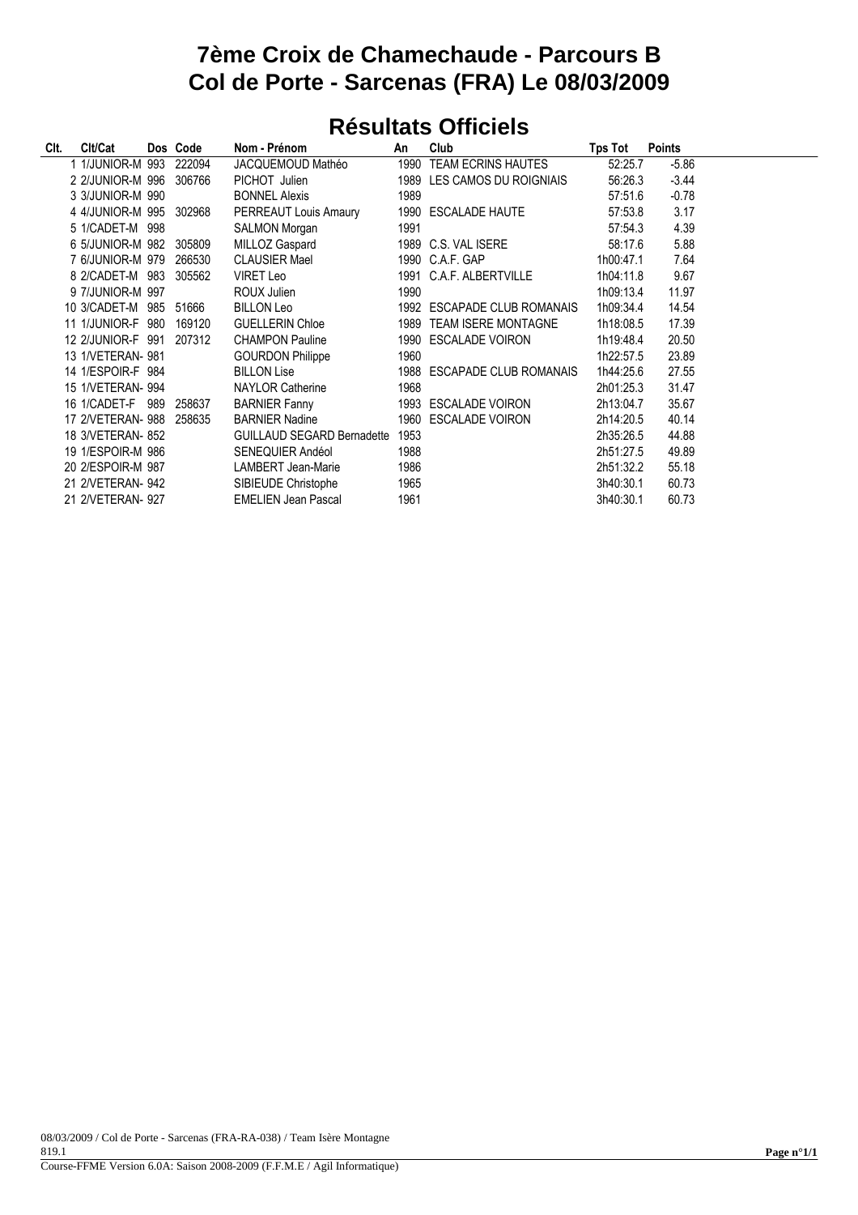# 7ème Croix de Chamechaude - Parcours B
# Col de Porte - Sarcenas (FRA) Le 08/03/2009

## Résultats Officiels

| Clt. | Clt/Cat | Dos | Code | Nom - Prénom | An | Club | Tps Tot | Points |
|---|---|---|---|---|---|---|---|---|
| 1 | 1/JUNIOR-M | 993 | 222094 | JACQUEMOUD Mathéo | 1990 | TEAM ECRINS HAUTES | 52:25.7 | -5.86 |
| 2 | 2/JUNIOR-M | 996 | 306766 | PICHOT Julien | 1989 | LES CAMOS DU ROIGNIAIS | 56:26.3 | -3.44 |
| 3 | 3/JUNIOR-M | 990 | | BONNEL Alexis | 1989 | | 57:51.6 | -0.78 |
| 4 | 4/JUNIOR-M | 995 | 302968 | PERREAUT Louis Amaury | 1990 | ESCALADE HAUTE | 57:53.8 | 3.17 |
| 5 | 1/CADET-M | 998 | | SALMON Morgan | 1991 | | 57:54.3 | 4.39 |
| 6 | 5/JUNIOR-M | 982 | 305809 | MILLOZ Gaspard | 1989 | C.S. VAL ISERE | 58:17.6 | 5.88 |
| 7 | 6/JUNIOR-M | 979 | 266530 | CLAUSIER Mael | 1990 | C.A.F. GAP | 1h00:47.1 | 7.64 |
| 8 | 2/CADET-M | 983 | 305562 | VIRET Leo | 1991 | C.A.F. ALBERTVILLE | 1h04:11.8 | 9.67 |
| 9 | 7/JUNIOR-M | 997 | | ROUX Julien | 1990 | | 1h09:13.4 | 11.97 |
| 10 | 3/CADET-M | 985 | 51666 | BILLON Leo | 1992 | ESCAPADE CLUB ROMANAIS | 1h09:34.4 | 14.54 |
| 11 | 1/JUNIOR-F | 980 | 169120 | GUELLERIN Chloe | 1989 | TEAM ISERE MONTAGNE | 1h18:08.5 | 17.39 |
| 12 | 2/JUNIOR-F | 991 | 207312 | CHAMPON Pauline | 1990 | ESCALADE VOIRON | 1h19:48.4 | 20.50 |
| 13 | 1/VETERAN- | 981 | | GOURDON Philippe | 1960 | | 1h22:57.5 | 23.89 |
| 14 | 1/ESPOIR-F | 984 | | BILLON Lise | 1988 | ESCAPADE CLUB ROMANAIS | 1h44:25.6 | 27.55 |
| 15 | 1/VETERAN- | 994 | | NAYLOR Catherine | 1968 | | 2h01:25.3 | 31.47 |
| 16 | 1/CADET-F | 989 | 258637 | BARNIER Fanny | 1993 | ESCALADE VOIRON | 2h13:04.7 | 35.67 |
| 17 | 2/VETERAN- | 988 | 258635 | BARNIER Nadine | 1960 | ESCALADE VOIRON | 2h14:20.5 | 40.14 |
| 18 | 3/VETERAN- | 852 | | GUILLAUD SEGARD Bernadette | 1953 | | 2h35:26.5 | 44.88 |
| 19 | 1/ESPOIR-M | 986 | | SENEQUIER Andéol | 1988 | | 2h51:27.5 | 49.89 |
| 20 | 2/ESPOIR-M | 987 | | LAMBERT Jean-Marie | 1986 | | 2h51:32.2 | 55.18 |
| 21 | 2/VETERAN- | 942 | | SIBIEUDE Christophe | 1965 | | 3h40:30.1 | 60.73 |
| 21 | 2/VETERAN- | 927 | | EMELIEN Jean Pascal | 1961 | | 3h40:30.1 | 60.73 |

08/03/2009 / Col de Porte - Sarcenas (FRA-RA-038) / Team Isère Montagne
819.1

Course-FFME Version 6.0A: Saison 2008-2009 (F.F.M.E / Agil Informatique)